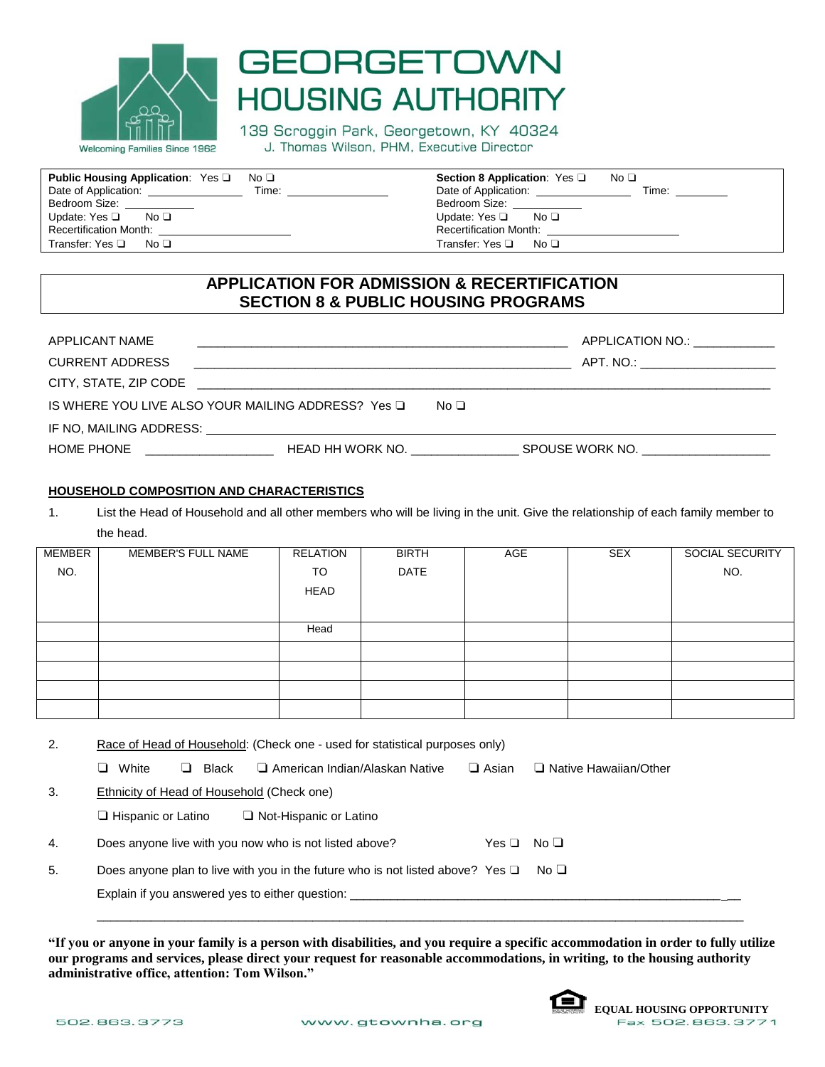# GEORGETOWN HOUSING AUTHORITY

Welcoming Families Since 1962

139 Scroggin Park, Georgetown, KY 40324
J. Thomas Wilson, PHM, Executive Director

| | |
|---|---|
| **Public Housing Application**: Yes ❑ No ❑ | **Section 8 Application**: Yes ❑ No ❑ |
| Date of Application: ______________ Time: ______________ | Date of Application: ______________ Time: ________ |
| Bedroom Size: ___________ | Bedroom Size: ___________ |
| Update: Yes ❑ No ❑ | Update: Yes ❑ No ❑ |
| Recertification Month: ____________________ | Recertification Month: ____________________ |
| Transfer: Yes ❑ No ❑ | Transfer: Yes ❑ No ❑ |

## APPLICATION FOR ADMISSION & RECERTIFICATION
## SECTION 8 & PUBLIC HOUSING PROGRAMS

APPLICANT NAME ______________________________________________________ APPLICATION NO.: ____________

CURRENT ADDRESS ______________________________________________________ APT. NO.: ____________________

CITY, STATE, ZIP CODE ____________________________________________________________________________

IS WHERE YOU LIVE ALSO YOUR MAILING ADDRESS? Yes ❑ No ❑

IF NO, MAILING ADDRESS: ______________________________________________________________________

HOME PHONE __________________ HEAD HH WORK NO. _______________ SPOUSE WORK NO. __________________

**HOUSEHOLD COMPOSITION AND CHARACTERISTICS**

1. List the Head of Household and all other members who will be living in the unit. Give the relationship of each family member to the head.

| MEMBER NO. | MEMBER'S FULL NAME | RELATION TO HEAD | BIRTH DATE | AGE | SEX | SOCIAL SECURITY NO. |
|---|---|---|---|---|---|---|
| | | Head | | | | |
| | | | | | | |
| | | | | | | |
| | | | | | | |
| | | | | | | |

2. Race of Head of Household: (Check one - used for statistical purposes only)

   ❑ White ❑ Black ❑ American Indian/Alaskan Native ❑ Asian ❑ Native Hawaiian/Other

3. Ethnicity of Head of Household (Check one)

   ❑ Hispanic or Latino ❑ Not-Hispanic or Latino

4. Does anyone live with you now who is not listed above? Yes ❑ No ❑

5. Does anyone plan to live with you in the future who is not listed above? Yes ❑ No ❑

   Explain if you answered yes to either question: ________________________________________________________

   ________________________________________________________________________________________________

**"If you or anyone in your family is a person with disabilities, and you require a specific accommodation in order to fully utilize our programs and services, please direct your request for reasonable accommodations, in writing, to the housing authority administrative office, attention: Tom Wilson."**

EQUAL HOUSING OPPORTUNITY

502.863.3773 www.gtownha.org Fax 502.863.3771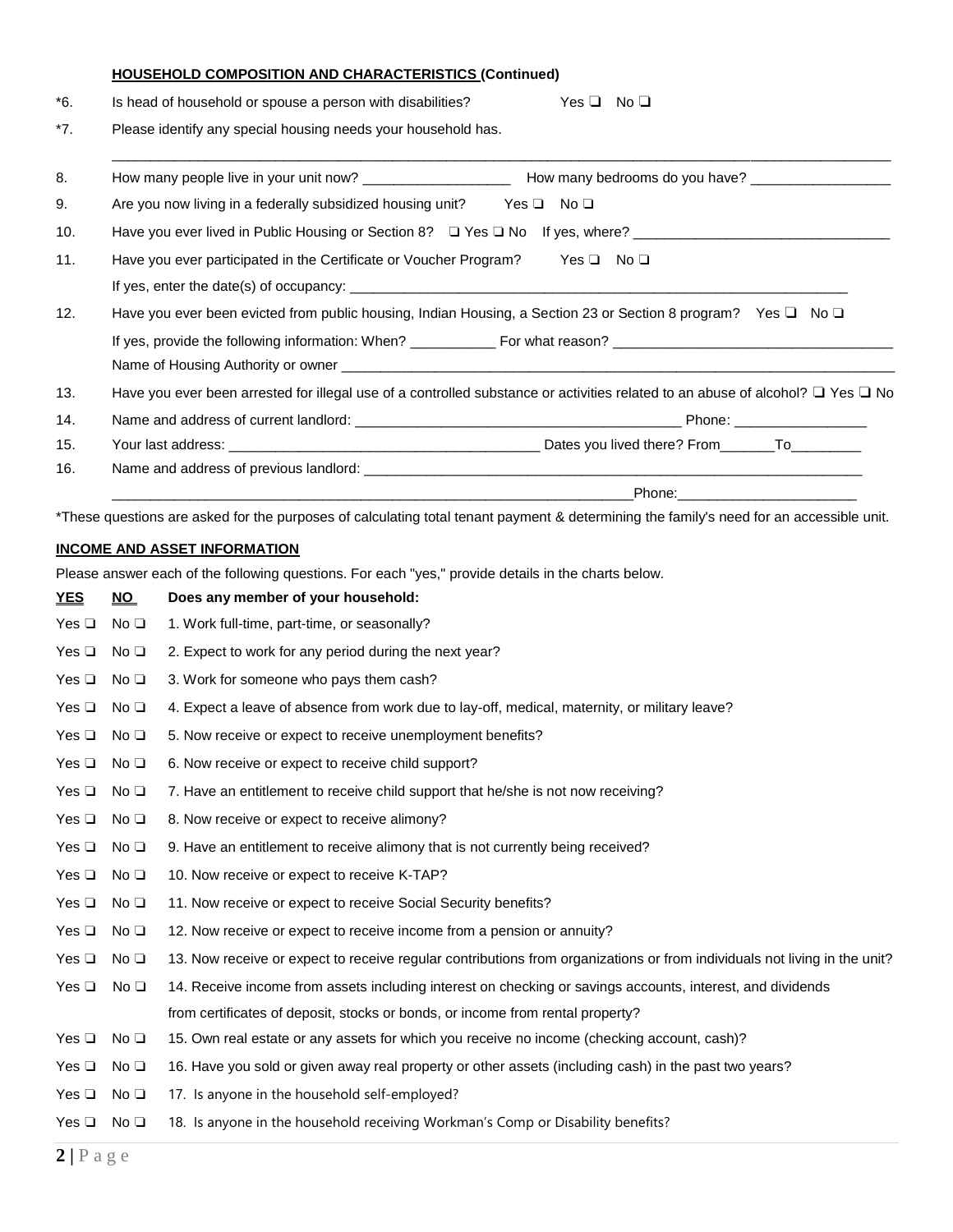**HOUSEHOLD COMPOSITION AND CHARACTERISTICS (Continued)**

*6. Is head of household or spouse a person with disabilities? Yes ❑ No ❑

*7. Please identify any special housing needs your household has.

_______________________________________________________________________________________________

8. How many people live in your unit now? ___________________ How many bedrooms do you have? __________________

9. Are you now living in a federally subsidized housing unit? Yes ❑ No ❑

10. Have you ever lived in Public Housing or Section 8? ❑ Yes ❑ No If yes, where? ________________________________

11. Have you ever participated in the Certificate or Voucher Program? Yes ❑ No ❑

If yes, enter the date(s) of occupancy: __________________________________________________________________

12. Have you ever been evicted from public housing, Indian Housing, a Section 23 or Section 8 program? Yes ❑ No ❑

If yes, provide the following information: When? ___________ For what reason? ____________________________________

Name of Housing Authority or owner _____________________________________________________________________

13. Have you ever been arrested for illegal use of a controlled substance or activities related to an abuse of alcohol? ❑ Yes ❑ No

14. Name and address of current landlord: ___________________________________________ Phone: _________________

15. Your last address: ________________________________________ Dates you lived there? From_______To_________

16. Name and address of previous landlord: _____________________________________________________________

_____________________________________________________________________Phone:_______________________

*These questions are asked for the purposes of calculating total tenant payment & determining the family's need for an accessible unit.

**INCOME AND ASSET INFORMATION**

Please answer each of the following questions. For each "yes," provide details in the charts below.

| YES | NO | Does any member of your household: |
|---|---|---|
| Yes ❑ | No ❑ | 1. Work full-time, part-time, or seasonally? |
| Yes ❑ | No ❑ | 2. Expect to work for any period during the next year? |
| Yes ❑ | No ❑ | 3. Work for someone who pays them cash? |
| Yes ❑ | No ❑ | 4. Expect a leave of absence from work due to lay-off, medical, maternity, or military leave? |
| Yes ❑ | No ❑ | 5. Now receive or expect to receive unemployment benefits? |
| Yes ❑ | No ❑ | 6. Now receive or expect to receive child support? |
| Yes ❑ | No ❑ | 7. Have an entitlement to receive child support that he/she is not now receiving? |
| Yes ❑ | No ❑ | 8. Now receive or expect to receive alimony? |
| Yes ❑ | No ❑ | 9. Have an entitlement to receive alimony that is not currently being received? |
| Yes ❑ | No ❑ | 10. Now receive or expect to receive K-TAP? |
| Yes ❑ | No ❑ | 11. Now receive or expect to receive Social Security benefits? |
| Yes ❑ | No ❑ | 12. Now receive or expect to receive income from a pension or annuity? |
| Yes ❑ | No ❑ | 13. Now receive or expect to receive regular contributions from organizations or from individuals not living in the unit? |
| Yes ❑ | No ❑ | 14. Receive income from assets including interest on checking or savings accounts, interest, and dividends from certificates of deposit, stocks or bonds, or income from rental property? |
| Yes ❑ | No ❑ | 15. Own real estate or any assets for which you receive no income (checking account, cash)? |
| Yes ❑ | No ❑ | 16. Have you sold or given away real property or other assets (including cash) in the past two years? |
| Yes ❑ | No ❑ | 17. Is anyone in the household self-employed? |
| Yes ❑ | No ❑ | 18. Is anyone in the household receiving Workman's Comp or Disability benefits? |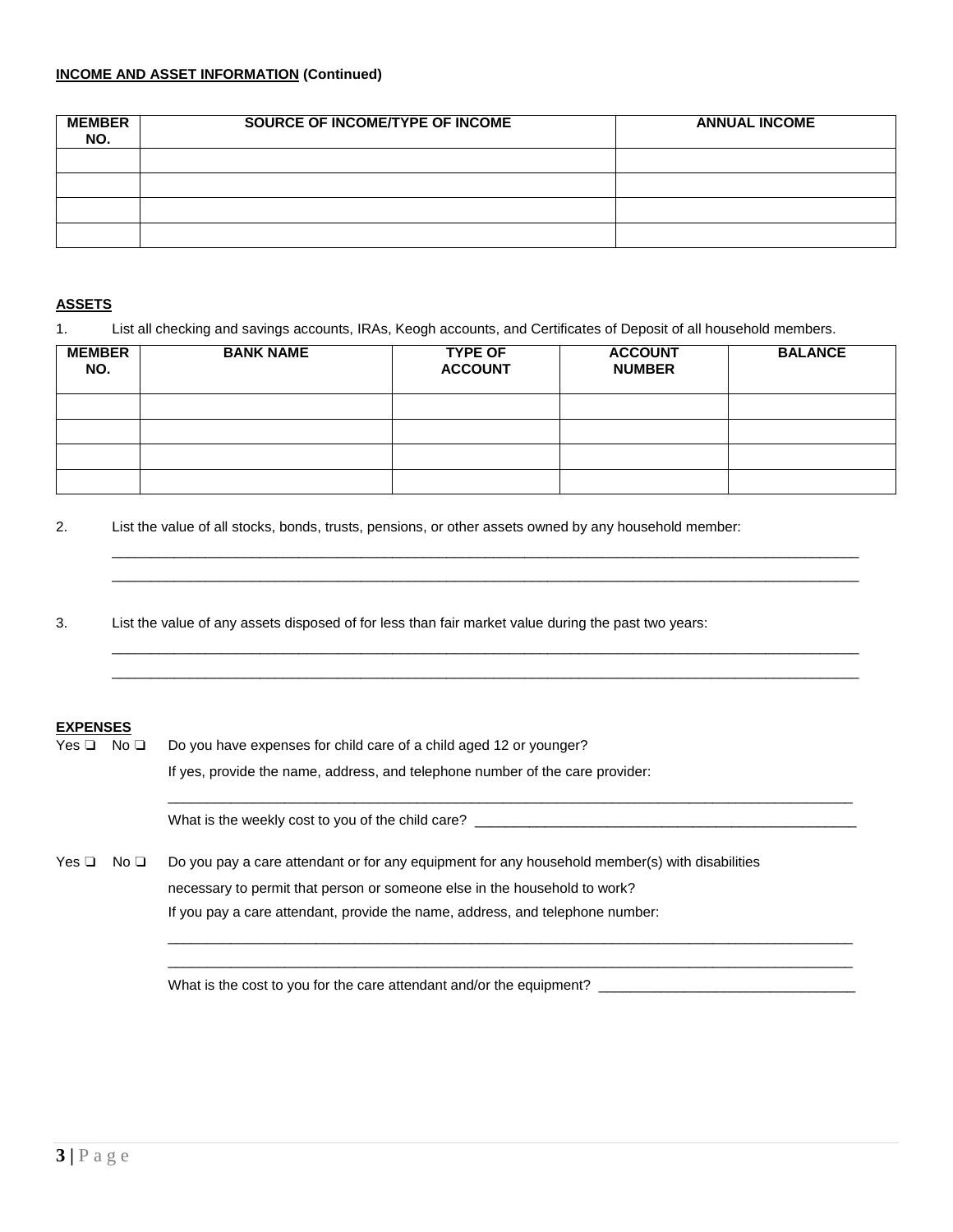**INCOME AND ASSET INFORMATION (Continued)**

| MEMBER NO. | SOURCE OF INCOME/TYPE OF INCOME | ANNUAL INCOME |
|---|---|---|
| | | |
| | | |
| | | |
| | | |

**ASSETS**

1. List all checking and savings accounts, IRAs, Keogh accounts, and Certificates of Deposit of all household members.

| MEMBER NO. | BANK NAME | TYPE OF ACCOUNT | ACCOUNT NUMBER | BALANCE |
|---|---|---|---|---|
| | | | | |
| | | | | |
| | | | | |
| | | | | |

2. List the value of all stocks, bonds, trusts, pensions, or other assets owned by any household member:

____________________________________________________________________________________________

____________________________________________________________________________________________

3. List the value of any assets disposed of for less than fair market value during the past two years:

____________________________________________________________________________________________

____________________________________________________________________________________________

**EXPENSES**

Yes ❑ No ❑ Do you have expenses for child care of a child aged 12 or younger?

If yes, provide the name, address, and telephone number of the care provider:

____________________________________________________________________________________________

What is the weekly cost to you of the child care? ____________________________________________

Yes ❑ No ❑ Do you pay a care attendant or for any equipment for any household member(s) with disabilities necessary to permit that person or someone else in the household to work?

If you pay a care attendant, provide the name, address, and telephone number:

____________________________________________________________________________________________

____________________________________________________________________________________________

What is the cost to you for the care attendant and/or the equipment? ______________________________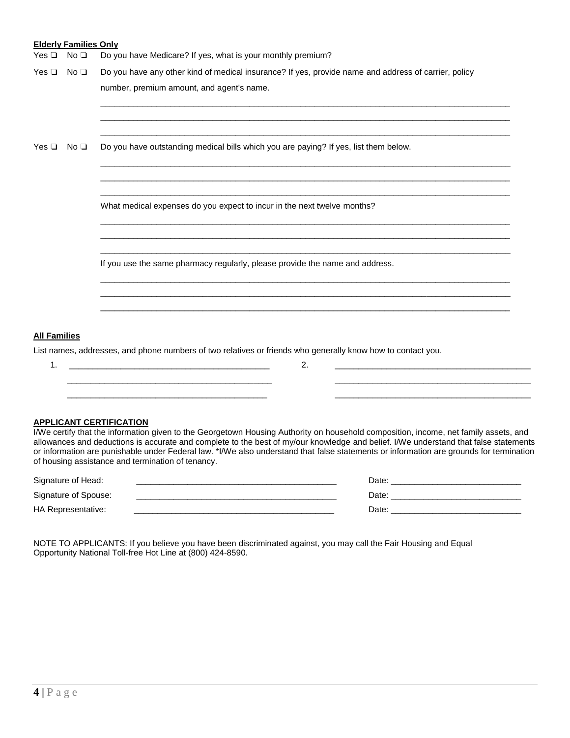**Elderly Families Only**

Yes ❑ No ❑ Do you have Medicare? If yes, what is your monthly premium?

Yes ❑ No ❑ Do you have any other kind of medical insurance? If yes, provide name and address of carrier, policy number, premium amount, and agent's name.

_______________________________________________________________________________________________

_______________________________________________________________________________________________

_______________________________________________________________________________________________

Yes ❑ No ❑ Do you have outstanding medical bills which you are paying? If yes, list them below.

_______________________________________________________________________________________________

_______________________________________________________________________________________________

_______________________________________________________________________________________________

What medical expenses do you expect to incur in the next twelve months?

_______________________________________________________________________________________________

_______________________________________________________________________________________________

_______________________________________________________________________________________________

If you use the same pharmacy regularly, please provide the name and address.

_______________________________________________________________________________________________

_______________________________________________________________________________________________

_______________________________________________________________________________________________

**All Families**

List names, addresses, and phone numbers of two relatives or friends who generally know how to contact you.

1. ___________________________________________ 2. ___________________________________________

___________________________________________ ___________________________________________

___________________________________________ ___________________________________________

**APPLICANT CERTIFICATION**

I/We certify that the information given to the Georgetown Housing Authority on household composition, income, net family assets, and allowances and deductions is accurate and complete to the best of my/our knowledge and belief. I/We understand that false statements or information are punishable under Federal law. *I/We also understand that false statements or information are grounds for termination of housing assistance and termination of tenancy.

Signature of Head: ___________________________________________ Date: ____________________________

Signature of Spouse: ___________________________________________ Date: ____________________________

HA Representative: ___________________________________________ Date: ____________________________

NOTE TO APPLICANTS: If you believe you have been discriminated against, you may call the Fair Housing and Equal Opportunity National Toll-free Hot Line at (800) 424-8590.